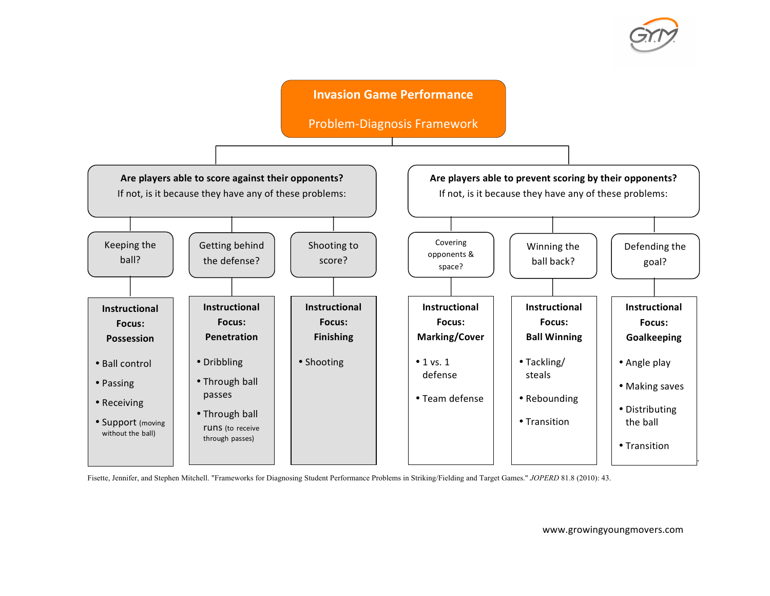# Invasion Game Performance

## Problem-Diagnosis Framework

### Are players able to score against their opponents?

If not, is it because they have any of these problems:

**Keeping the ball?**

**Instructional Focus: Possession**

- Ball control
- Passing
- Receiving
- Support (moving without the ball)

**Getting behind the defense?**

**Instructional Focus: Penetration**

- Dribbling
- Through ball passes
- Through ball runs (to receive through passes)

**Shooting to score?**

**Instructional Focus: Finishing**

- Shooting

### Are players able to prevent scoring by their opponents?

If not, is it because they have any of these problems:

**Covering opponents & space?**

**Instructional Focus: Marking/Cover**

- 1 vs. 1 defense
- Team defense

**Winning the ball back?**

**Instructional Focus: Ball Winning**

- Tackling/ steals
- Rebounding
- Transition

**Defending the goal?**

**Instructional Focus: Goalkeeping**

- Angle play
- Making saves
- Distributing the ball
- Transition

Fisette, Jennifer, and Stephen Mitchell. "Frameworks for Diagnosing Student Performance Problems in Striking/Fielding and Target Games." *JOPERD* 81.8 (2010): 43.

www.growingyoungmovers.com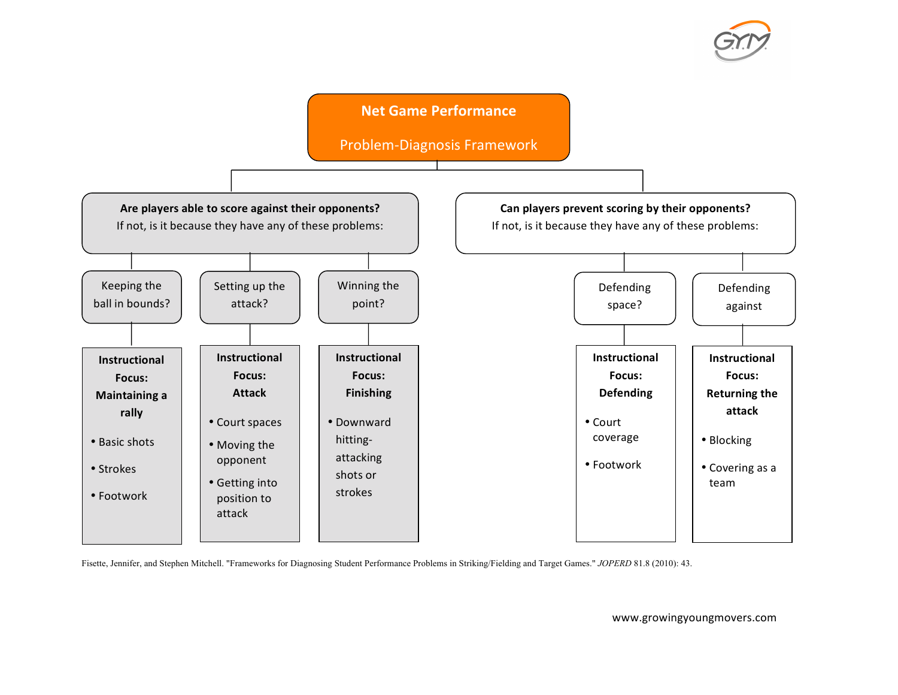# Net Game Performance

## Problem-Diagnosis Framework

### Are players able to score against their opponents?

If not, is it because they have any of these problems:

**Keeping the ball in bounds?**

**Instructional Focus: Maintaining a rally**

- Basic shots
- Strokes
- Footwork

**Setting up the attack?**

**Instructional Focus: Attack**

- Court spaces
- Moving the opponent
- Getting into position to attack

**Winning the point?**

**Instructional Focus: Finishing**

- Downward hitting-attacking shots or strokes

### Can players prevent scoring by their opponents?

If not, is it because they have any of these problems:

**Defending space?**

**Instructional Focus: Defending**

- Court coverage
- Footwork

**Defending against**

**Instructional Focus: Returning the attack**

- Blocking
- Covering as a team

Fisette, Jennifer, and Stephen Mitchell. "Frameworks for Diagnosing Student Performance Problems in Striking/Fielding and Target Games." *JOPERD* 81.8 (2010): 43.

www.growingyoungmovers.com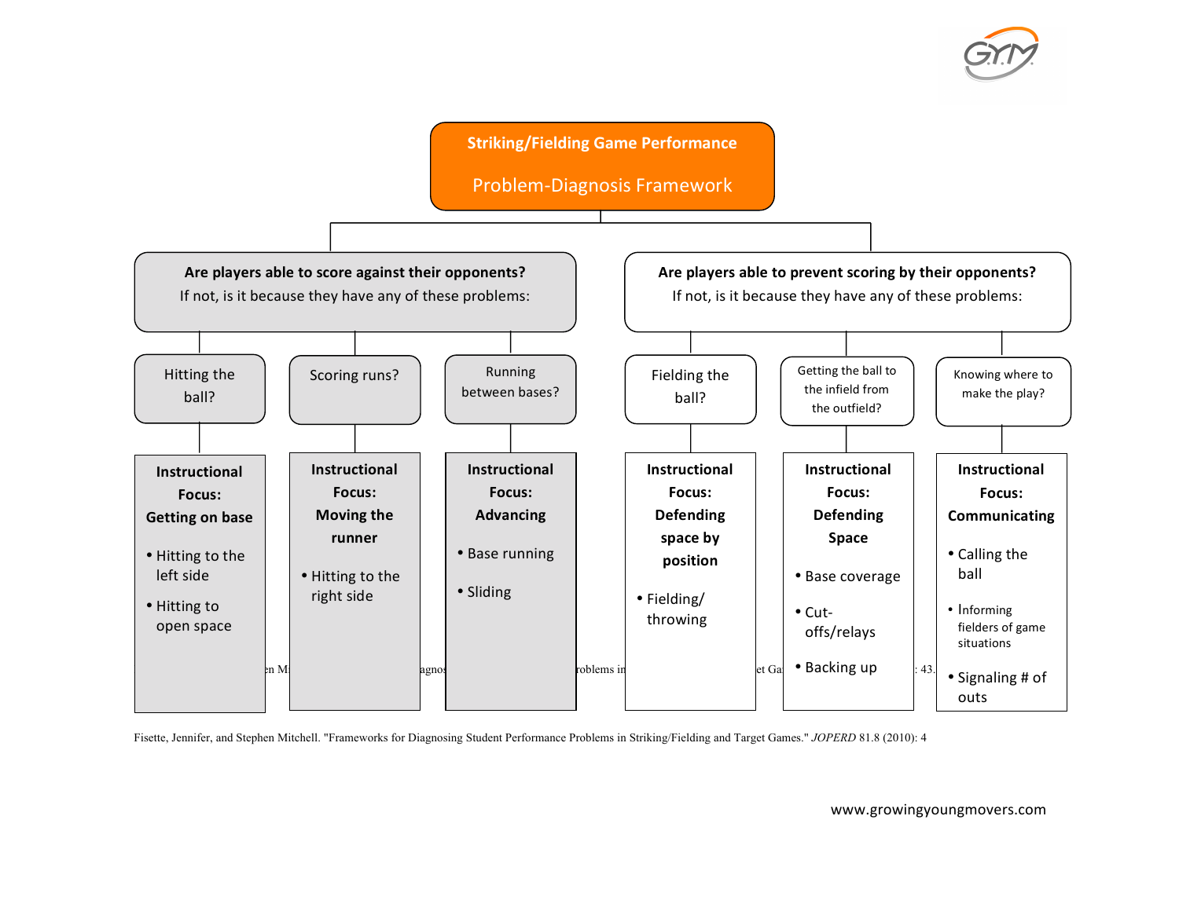# Striking/Fielding Game Performance

## Problem-Diagnosis Framework

### Are players able to score against their opponents?

If not, is it because they have any of these problems:

**Hitting the ball?**

**Instructional Focus: Getting on base**

- Hitting to the left side
- Hitting to open space

**Scoring runs?**

**Instructional Focus: Moving the runner**

- Hitting to the right side

**Running between bases?**

**Instructional Focus: Advancing**

- Base running
- Sliding

### Are players able to prevent scoring by their opponents?

If not, is it because they have any of these problems:

**Fielding the ball?**

**Instructional Focus: Defending space by position**

- Fielding/ throwing

**Getting the ball to the infield from the outfield?**

**Instructional Focus: Defending Space**

- Base coverage
- Cut-offs/relays
- Backing up

**Knowing where to make the play?**

**Instructional Focus: Communicating**

- Calling the ball
- Informing fielders of game situations
- Signaling # of outs

Fisette, Jennifer, and Stephen Mitchell. "Frameworks for Diagnosing Student Performance Problems in Striking/Fielding and Target Games." *JOPERD* 81.8 (2010): 4

www.growingyoungmovers.com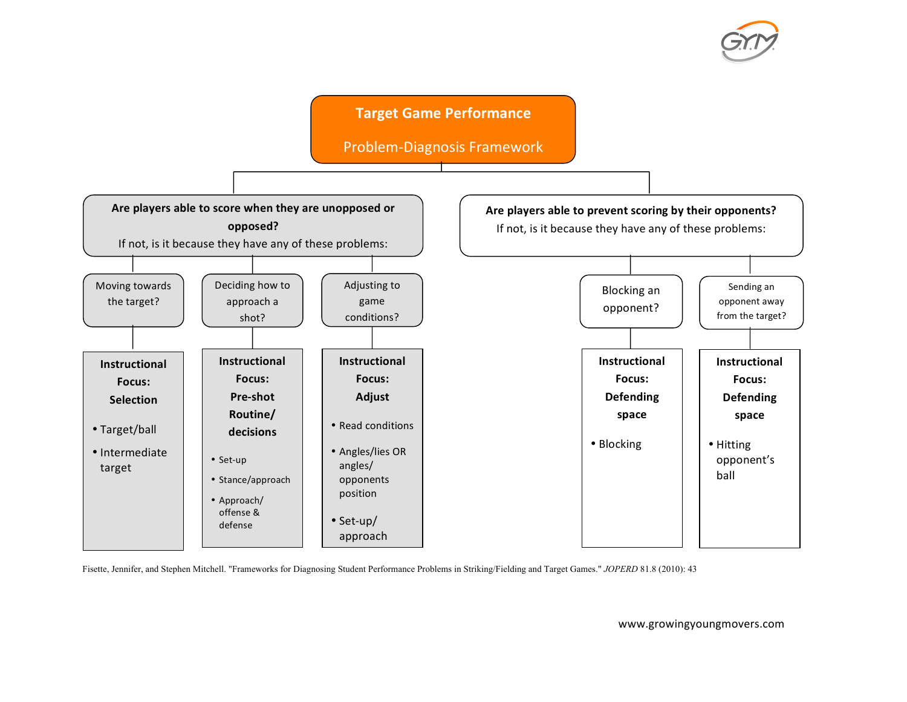# Target Game Performance

## Problem-Diagnosis Framework

### Are players able to score when they are unopposed or opposed?

If not, is it because they have any of these problems:

**Moving towards the target?**

**Instructional Focus: Selection**

- Target/ball
- Intermediate target

**Deciding how to approach a shot?**

**Instructional Focus: Pre-shot Routine/ decisions**

- Set-up
- Stance/approach
- Approach/ offense & defense

**Adjusting to game conditions?**

**Instructional Focus: Adjust**

- Read conditions
- Angles/lies OR angles/ opponents position
- Set-up/ approach

### Are players able to prevent scoring by their opponents?

If not, is it because they have any of these problems:

**Blocking an opponent?**

**Instructional Focus: Defending space**

- Blocking

**Sending an opponent away from the target?**

**Instructional Focus: Defending space**

- Hitting opponent's ball

Fisette, Jennifer, and Stephen Mitchell. "Frameworks for Diagnosing Student Performance Problems in Striking/Fielding and Target Games." *JOPERD* 81.8 (2010): 43

www.growingyoungmovers.com